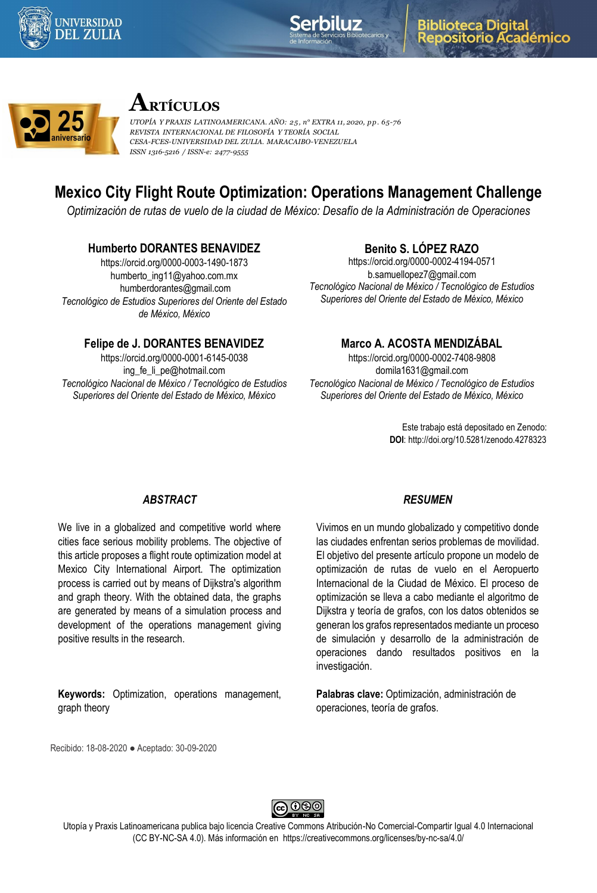# ARTÍCULOS

*UTOPÍA Y PRAXIS LATINOAMERICANA. AÑO: 25, nº EXTRA 11, 2020, pp. 65-76*
*REVISTA INTERNACIONAL DE FILOSOFÍA Y TEORÍA SOCIAL*
*CESA-FCES-UNIVERSIDAD DEL ZULIA. MARACAIBO-VENEZUELA*
*ISSN 1316-5216 / ISSN-e: 2477-9555*

## Mexico City Flight Route Optimization: Operations Management Challenge

*Optimización de rutas de vuelo de la ciudad de México: Desafío de la Administración de Operaciones*

**Humberto DORANTES BENAVIDEZ**
https://orcid.org/0000-0003-1490-1873
humberto_ing11@yahoo.com.mx
humberdorantes@gmail.com
*Tecnológico de Estudios Superiores del Oriente del Estado de México, México*

**Benito S. LÓPEZ RAZO**
https://orcid.org/0000-0002-4194-0571
b.samuellopez7@gmail.com
*Tecnológico Nacional de México / Tecnológico de Estudios Superiores del Oriente del Estado de México, México*

**Felipe de J. DORANTES BENAVIDEZ**
https://orcid.org/0000-0001-6145-0038
ing_fe_li_pe@hotmail.com
*Tecnológico Nacional de México / Tecnológico de Estudios Superiores del Oriente del Estado de México, México*

**Marco A. ACOSTA MENDIZÁBAL**
https://orcid.org/0000-0002-7408-9808
domila1631@gmail.com
*Tecnológico Nacional de México / Tecnológico de Estudios Superiores del Oriente del Estado de México, México*

Este trabajo está depositado en Zenodo:
**DOI**: http://doi.org/10.5281/zenodo.4278323

### *ABSTRACT*

We live in a globalized and competitive world where cities face serious mobility problems. The objective of this article proposes a flight route optimization model at Mexico City International Airport. The optimization process is carried out by means of Dijkstra's algorithm and graph theory. With the obtained data, the graphs are generated by means of a simulation process and development of the operations management giving positive results in the research.

**Keywords:** Optimization, operations management, graph theory

### *RESUMEN*

Vivimos en un mundo globalizado y competitivo donde las ciudades enfrentan serios problemas de movilidad. El objetivo del presente artículo propone un modelo de optimización de rutas de vuelo en el Aeropuerto Internacional de la Ciudad de México. El proceso de optimización se lleva a cabo mediante el algoritmo de Dijkstra y teoría de grafos, con los datos obtenidos se generan los grafos representados mediante un proceso de simulación y desarrollo de la administración de operaciones dando resultados positivos en la investigación.

**Palabras clave:** Optimización, administración de operaciones, teoría de grafos.

Recibido: 18-08-2020 ● Aceptado: 30-09-2020

Utopía y Praxis Latinoamericana publica bajo licencia Creative Commons Atribución-No Comercial-Compartir Igual 4.0 Internacional (CC BY-NC-SA 4.0). Más información en https://creativecommons.org/licenses/by-nc-sa/4.0/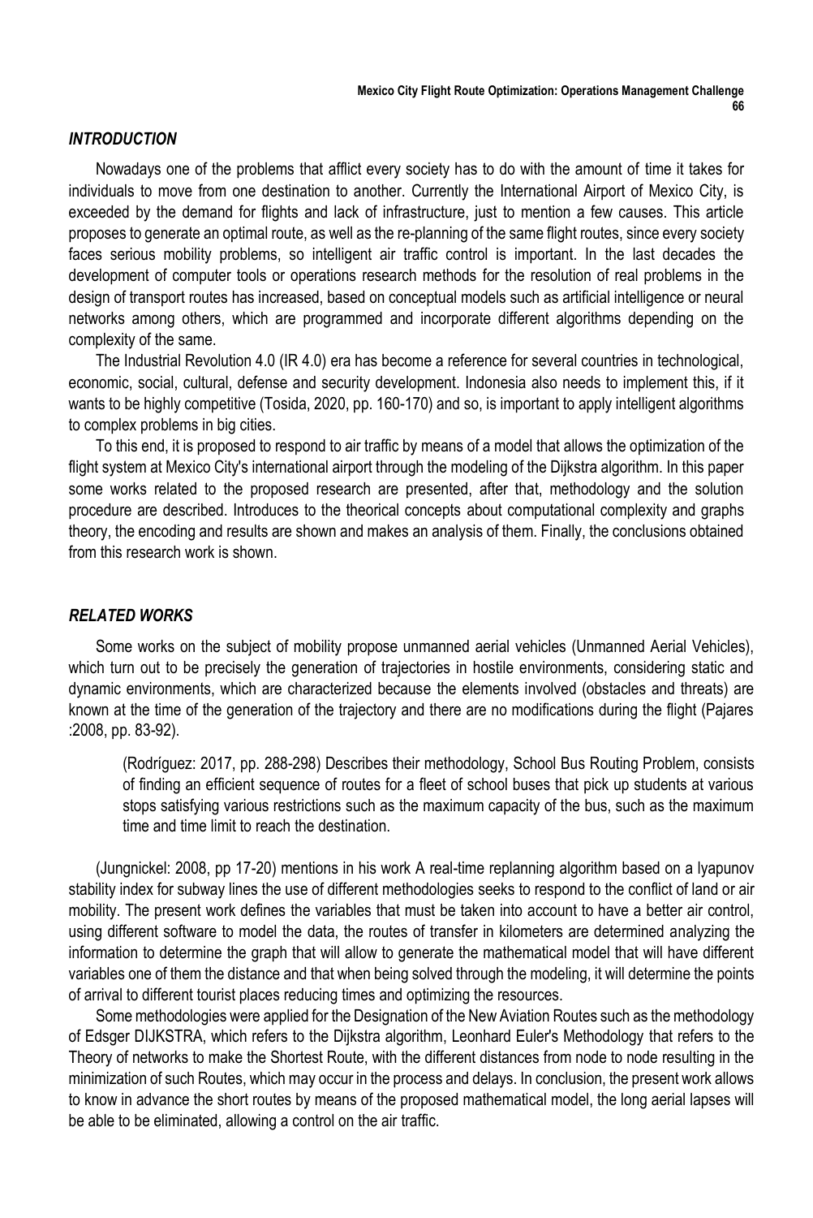## *INTRODUCTION*

Nowadays one of the problems that afflict every society has to do with the amount of time it takes for individuals to move from one destination to another. Currently the International Airport of Mexico City, is exceeded by the demand for flights and lack of infrastructure, just to mention a few causes. This article proposes to generate an optimal route, as well as the re-planning of the same flight routes, since every society faces serious mobility problems, so intelligent air traffic control is important. In the last decades the development of computer tools or operations research methods for the resolution of real problems in the design of transport routes has increased, based on conceptual models such as artificial intelligence or neural networks among others, which are programmed and incorporate different algorithms depending on the complexity of the same.

The Industrial Revolution 4.0 (IR 4.0) era has become a reference for several countries in technological, economic, social, cultural, defense and security development. Indonesia also needs to implement this, if it wants to be highly competitive (Tosida, 2020, pp. 160-170) and so, is important to apply intelligent algorithms to complex problems in big cities.

To this end, it is proposed to respond to air traffic by means of a model that allows the optimization of the flight system at Mexico City's international airport through the modeling of the Dijkstra algorithm. In this paper some works related to the proposed research are presented, after that, methodology and the solution procedure are described. Introduces to the theorical concepts about computational complexity and graphs theory, the encoding and results are shown and makes an analysis of them. Finally, the conclusions obtained from this research work is shown.

## *RELATED WORKS*

Some works on the subject of mobility propose unmanned aerial vehicles (Unmanned Aerial Vehicles), which turn out to be precisely the generation of trajectories in hostile environments, considering static and dynamic environments, which are characterized because the elements involved (obstacles and threats) are known at the time of the generation of the trajectory and there are no modifications during the flight (Pajares :2008, pp. 83-92).

> (Rodríguez: 2017, pp. 288-298) Describes their methodology, School Bus Routing Problem, consists of finding an efficient sequence of routes for a fleet of school buses that pick up students at various stops satisfying various restrictions such as the maximum capacity of the bus, such as the maximum time and time limit to reach the destination.

(Jungnickel: 2008, pp 17-20) mentions in his work A real-time replanning algorithm based on a lyapunov stability index for subway lines the use of different methodologies seeks to respond to the conflict of land or air mobility. The present work defines the variables that must be taken into account to have a better air control, using different software to model the data, the routes of transfer in kilometers are determined analyzing the information to determine the graph that will allow to generate the mathematical model that will have different variables one of them the distance and that when being solved through the modeling, it will determine the points of arrival to different tourist places reducing times and optimizing the resources.

Some methodologies were applied for the Designation of the New Aviation Routes such as the methodology of Edsger DIJKSTRA, which refers to the Dijkstra algorithm, Leonhard Euler's Methodology that refers to the Theory of networks to make the Shortest Route, with the different distances from node to node resulting in the minimization of such Routes, which may occur in the process and delays. In conclusion, the present work allows to know in advance the short routes by means of the proposed mathematical model, the long aerial lapses will be able to be eliminated, allowing a control on the air traffic.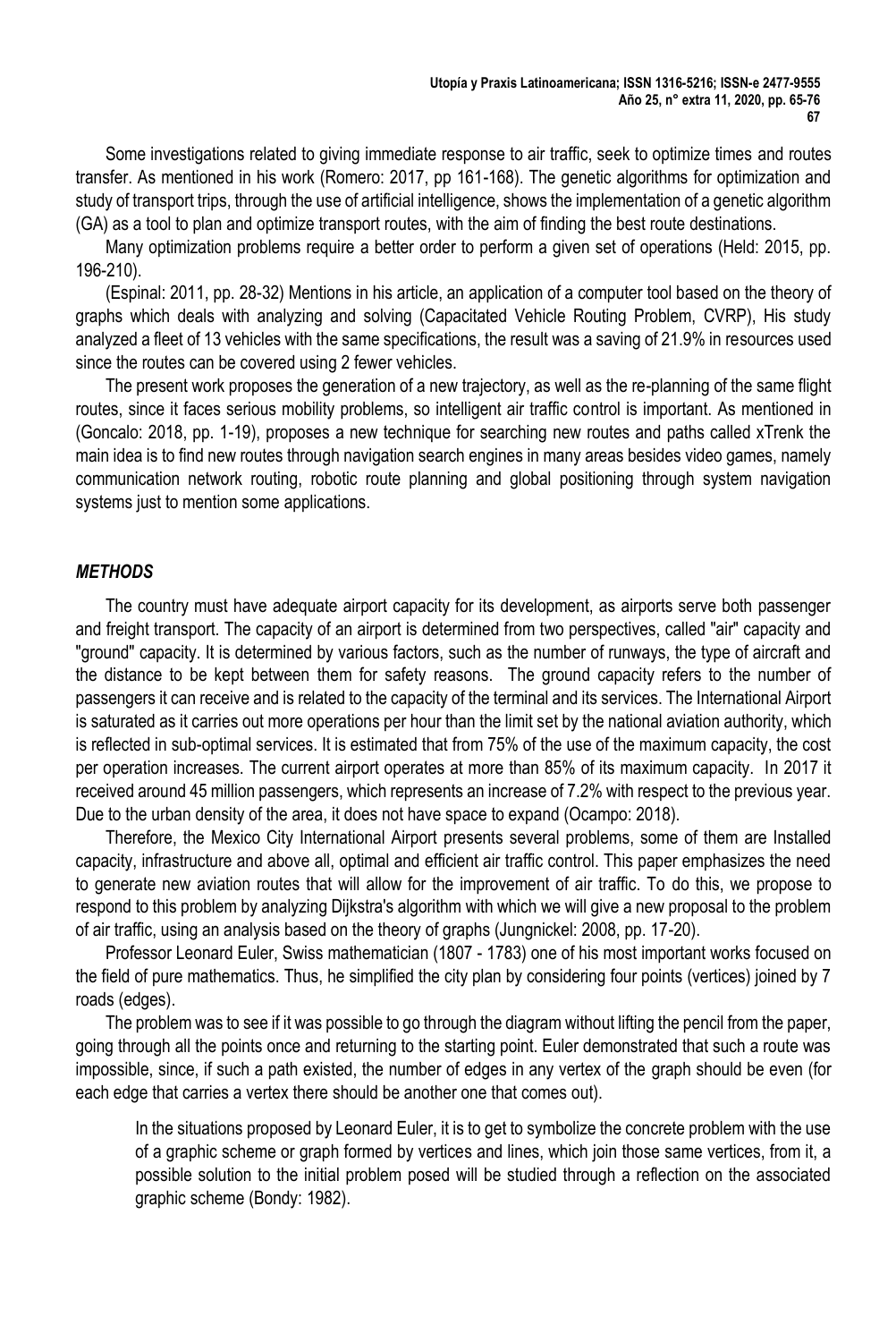Some investigations related to giving immediate response to air traffic, seek to optimize times and routes transfer. As mentioned in his work (Romero: 2017, pp 161-168). The genetic algorithms for optimization and study of transport trips, through the use of artificial intelligence, shows the implementation of a genetic algorithm (GA) as a tool to plan and optimize transport routes, with the aim of finding the best route destinations.

Many optimization problems require a better order to perform a given set of operations (Held: 2015, pp. 196-210).

(Espinal: 2011, pp. 28-32) Mentions in his article, an application of a computer tool based on the theory of graphs which deals with analyzing and solving (Capacitated Vehicle Routing Problem, CVRP), His study analyzed a fleet of 13 vehicles with the same specifications, the result was a saving of 21.9% in resources used since the routes can be covered using 2 fewer vehicles.

The present work proposes the generation of a new trajectory, as well as the re-planning of the same flight routes, since it faces serious mobility problems, so intelligent air traffic control is important. As mentioned in (Goncalo: 2018, pp. 1-19), proposes a new technique for searching new routes and paths called xTrenk the main idea is to find new routes through navigation search engines in many areas besides video games, namely communication network routing, robotic route planning and global positioning through system navigation systems just to mention some applications.

## *METHODS*

The country must have adequate airport capacity for its development, as airports serve both passenger and freight transport. The capacity of an airport is determined from two perspectives, called "air" capacity and "ground" capacity. It is determined by various factors, such as the number of runways, the type of aircraft and the distance to be kept between them for safety reasons. The ground capacity refers to the number of passengers it can receive and is related to the capacity of the terminal and its services. The International Airport is saturated as it carries out more operations per hour than the limit set by the national aviation authority, which is reflected in sub-optimal services. It is estimated that from 75% of the use of the maximum capacity, the cost per operation increases. The current airport operates at more than 85% of its maximum capacity. In 2017 it received around 45 million passengers, which represents an increase of 7.2% with respect to the previous year. Due to the urban density of the area, it does not have space to expand (Ocampo: 2018).

Therefore, the Mexico City International Airport presents several problems, some of them are Installed capacity, infrastructure and above all, optimal and efficient air traffic control. This paper emphasizes the need to generate new aviation routes that will allow for the improvement of air traffic. To do this, we propose to respond to this problem by analyzing Dijkstra's algorithm with which we will give a new proposal to the problem of air traffic, using an analysis based on the theory of graphs (Jungnickel: 2008, pp. 17-20).

Professor Leonard Euler, Swiss mathematician (1807 - 1783) one of his most important works focused on the field of pure mathematics. Thus, he simplified the city plan by considering four points (vertices) joined by 7 roads (edges).

The problem was to see if it was possible to go through the diagram without lifting the pencil from the paper, going through all the points once and returning to the starting point. Euler demonstrated that such a route was impossible, since, if such a path existed, the number of edges in any vertex of the graph should be even (for each edge that carries a vertex there should be another one that comes out).

> In the situations proposed by Leonard Euler, it is to get to symbolize the concrete problem with the use of a graphic scheme or graph formed by vertices and lines, which join those same vertices, from it, a possible solution to the initial problem posed will be studied through a reflection on the associated graphic scheme (Bondy: 1982).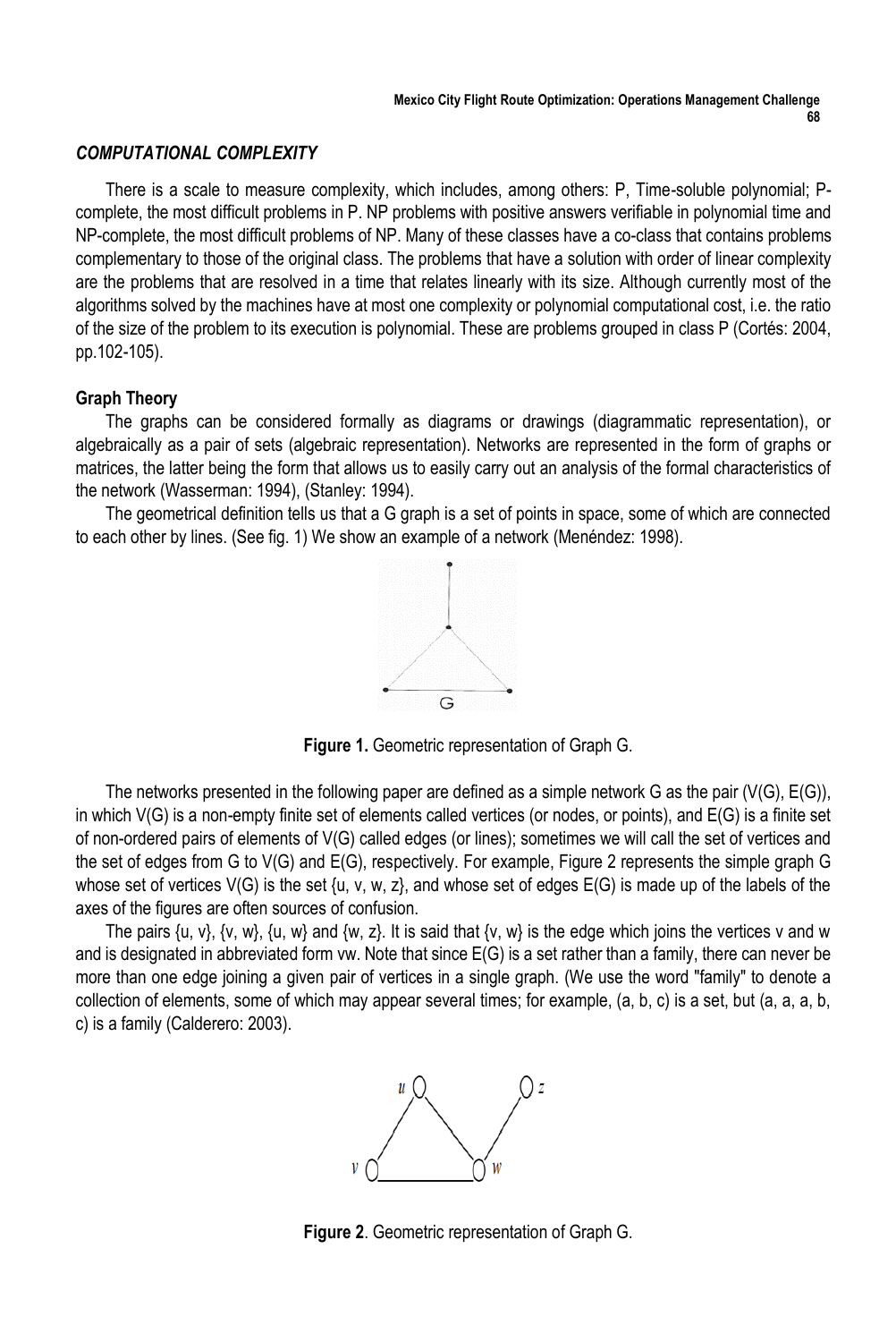### *COMPUTATIONAL COMPLEXITY*

There is a scale to measure complexity, which includes, among others: P, Time-soluble polynomial; P-complete, the most difficult problems in P. NP problems with positive answers verifiable in polynomial time and NP-complete, the most difficult problems of NP. Many of these classes have a co-class that contains problems complementary to those of the original class. The problems that have a solution with order of linear complexity are the problems that are resolved in a time that relates linearly with its size. Although currently most of the algorithms solved by the machines have at most one complexity or polynomial computational cost, i.e. the ratio of the size of the problem to its execution is polynomial. These are problems grouped in class P (Cortés: 2004, pp.102-105).

#### Graph Theory

The graphs can be considered formally as diagrams or drawings (diagrammatic representation), or algebraically as a pair of sets (algebraic representation). Networks are represented in the form of graphs or matrices, the latter being the form that allows us to easily carry out an analysis of the formal characteristics of the network (Wasserman: 1994), (Stanley: 1994).

The geometrical definition tells us that a G graph is a set of points in space, some of which are connected to each other by lines. (See fig. 1) We show an example of a network (Menéndez: 1998).

**Figure 1.** Geometric representation of Graph G.

The networks presented in the following paper are defined as a simple network G as the pair (V(G), E(G)), in which V(G) is a non-empty finite set of elements called vertices (or nodes, or points), and E(G) is a finite set of non-ordered pairs of elements of V(G) called edges (or lines); sometimes we will call the set of vertices and the set of edges from G to V(G) and E(G), respectively. For example, Figure 2 represents the simple graph G whose set of vertices V(G) is the set {u, v, w, z}, and whose set of edges E(G) is made up of the labels of the axes of the figures are often sources of confusion.

The pairs {u, v}, {v, w}, {u, w} and {w, z}. It is said that {v, w} is the edge which joins the vertices v and w and is designated in abbreviated form vw. Note that since E(G) is a set rather than a family, there can never be more than one edge joining a given pair of vertices in a single graph. (We use the word "family" to denote a collection of elements, some of which may appear several times; for example, (a, b, c) is a set, but (a, a, a, b, c) is a family (Calderero: 2003).

**Figure 2**. Geometric representation of Graph G.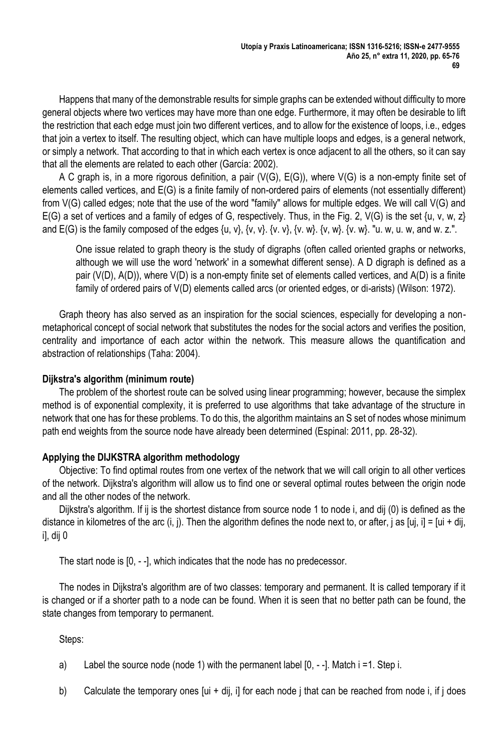Happens that many of the demonstrable results for simple graphs can be extended without difficulty to more general objects where two vertices may have more than one edge. Furthermore, it may often be desirable to lift the restriction that each edge must join two different vertices, and to allow for the existence of loops, i.e., edges that join a vertex to itself. The resulting object, which can have multiple loops and edges, is a general network, or simply a network. That according to that in which each vertex is once adjacent to all the others, so it can say that all the elements are related to each other (García: 2002).

A C graph is, in a more rigorous definition, a pair (V(G), E(G)), where V(G) is a non-empty finite set of elements called vertices, and E(G) is a finite family of non-ordered pairs of elements (not essentially different) from V(G) called edges; note that the use of the word "family" allows for multiple edges. We will call V(G) and E(G) a set of vertices and a family of edges of G, respectively. Thus, in the Fig. 2, V(G) is the set {u, v, w, z} and E(G) is the family composed of the edges {u, v}, {v, v}. {v. v}, {v. w}. {v, w}. {v. w}. "u. w, u. w, and w. z.".

> One issue related to graph theory is the study of digraphs (often called oriented graphs or networks, although we will use the word 'network' in a somewhat different sense). A D digraph is defined as a pair (V(D), A(D)), where V(D) is a non-empty finite set of elements called vertices, and A(D) is a finite family of ordered pairs of V(D) elements called arcs (or oriented edges, or di-arists) (Wilson: 1972).

Graph theory has also served as an inspiration for the social sciences, especially for developing a non-metaphorical concept of social network that substitutes the nodes for the social actors and verifies the position, centrality and importance of each actor within the network. This measure allows the quantification and abstraction of relationships (Taha: 2004).

**Dijkstra's algorithm (minimum route)**

The problem of the shortest route can be solved using linear programming; however, because the simplex method is of exponential complexity, it is preferred to use algorithms that take advantage of the structure in network that one has for these problems. To do this, the algorithm maintains an S set of nodes whose minimum path end weights from the source node have already been determined (Espinal: 2011, pp. 28-32).

**Applying the DIJKSTRA algorithm methodology**

Objective: To find optimal routes from one vertex of the network that we will call origin to all other vertices of the network. Dijkstra's algorithm will allow us to find one or several optimal routes between the origin node and all the other nodes of the network.

Dijkstra's algorithm. If ij is the shortest distance from source node 1 to node i, and dij (0) is defined as the distance in kilometres of the arc (i, j). Then the algorithm defines the node next to, or after, j as [uj, i] = [ui + dij, i], dij 0

The start node is [0, - -], which indicates that the node has no predecessor.

The nodes in Dijkstra's algorithm are of two classes: temporary and permanent. It is called temporary if it is changed or if a shorter path to a node can be found. When it is seen that no better path can be found, the state changes from temporary to permanent.

Steps:

a) Label the source node (node 1) with the permanent label [0, - -]. Match i =1. Step i.

b) Calculate the temporary ones [ui + dij, i] for each node j that can be reached from node i, if j does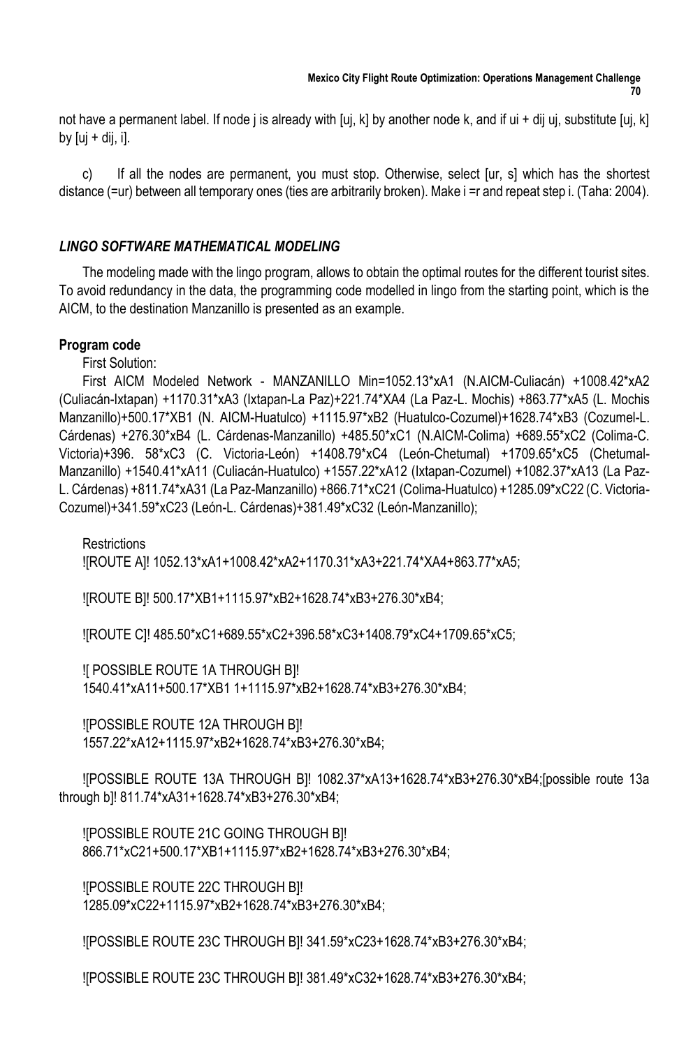not have a permanent label. If node j is already with [uj, k] by another node k, and if ui + dij uj, substitute [uj, k] by [uj + dij, i].

c) If all the nodes are permanent, you must stop. Otherwise, select [ur, s] which has the shortest distance (=ur) between all temporary ones (ties are arbitrarily broken). Make i =r and repeat step i. (Taha: 2004).

### *LINGO SOFTWARE MATHEMATICAL MODELING*

The modeling made with the lingo program, allows to obtain the optimal routes for the different tourist sites. To avoid redundancy in the data, the programming code modelled in lingo from the starting point, which is the AICM, to the destination Manzanillo is presented as an example.

#### **Program code**

First Solution:

First AICM Modeled Network - MANZANILLO Min=1052.13*xA1 (N.AICM-Culiacán) +1008.42*xA2 (Culiacán-Ixtapan) +1170.31*xA3 (Ixtapan-La Paz)+221.74*XA4 (La Paz-L. Mochis) +863.77*xA5 (L. Mochis Manzanillo)+500.17*XB1 (N. AICM-Huatulco) +1115.97*xB2 (Huatulco-Cozumel)+1628.74*xB3 (Cozumel-L. Cárdenas) +276.30*xB4 (L. Cárdenas-Manzanillo) +485.50*xC1 (N.AICM-Colima) +689.55*xC2 (Colima-C. Victoria)+396. 58*xC3 (C. Victoria-León) +1408.79*xC4 (León-Chetumal) +1709.65*xC5 (Chetumal-Manzanillo) +1540.41*xA11 (Culiacán-Huatulco) +1557.22*xA12 (Ixtapan-Cozumel) +1082.37*xA13 (La Paz-L. Cárdenas) +811.74*xA31 (La Paz-Manzanillo) +866.71*xC21 (Colima-Huatulco) +1285.09*xC22 (C. Victoria-Cozumel)+341.59*xC23 (León-L. Cárdenas)+381.49*xC32 (León-Manzanillo);

Restrictions

![ROUTE A]! 1052.13*xA1+1008.42*xA2+1170.31*xA3+221.74*XA4+863.77*xA5;

![ROUTE B]! 500.17*XB1+1115.97*xB2+1628.74*xB3+276.30*xB4;

![ROUTE C]! 485.50*xC1+689.55*xC2+396.58*xC3+1408.79*xC4+1709.65*xC5;

![ POSSIBLE ROUTE 1A THROUGH B]!
1540.41*xA11+500.17*XB1 1+1115.97*xB2+1628.74*xB3+276.30*xB4;

![POSSIBLE ROUTE 12A THROUGH B]!
1557.22*xA12+1115.97*xB2+1628.74*xB3+276.30*xB4;

![POSSIBLE ROUTE 13A THROUGH B]! 1082.37*xA13+1628.74*xB3+276.30*xB4;[possible route 13a through b]! 811.74*xA31+1628.74*xB3+276.30*xB4;

![POSSIBLE ROUTE 21C GOING THROUGH B]!
866.71*xC21+500.17*XB1+1115.97*xB2+1628.74*xB3+276.30*xB4;

![POSSIBLE ROUTE 22C THROUGH B]!
1285.09*xC22+1115.97*xB2+1628.74*xB3+276.30*xB4;

![POSSIBLE ROUTE 23C THROUGH B]! 341.59*xC23+1628.74*xB3+276.30*xB4;

![POSSIBLE ROUTE 23C THROUGH B]! 381.49*xC32+1628.74*xB3+276.30*xB4;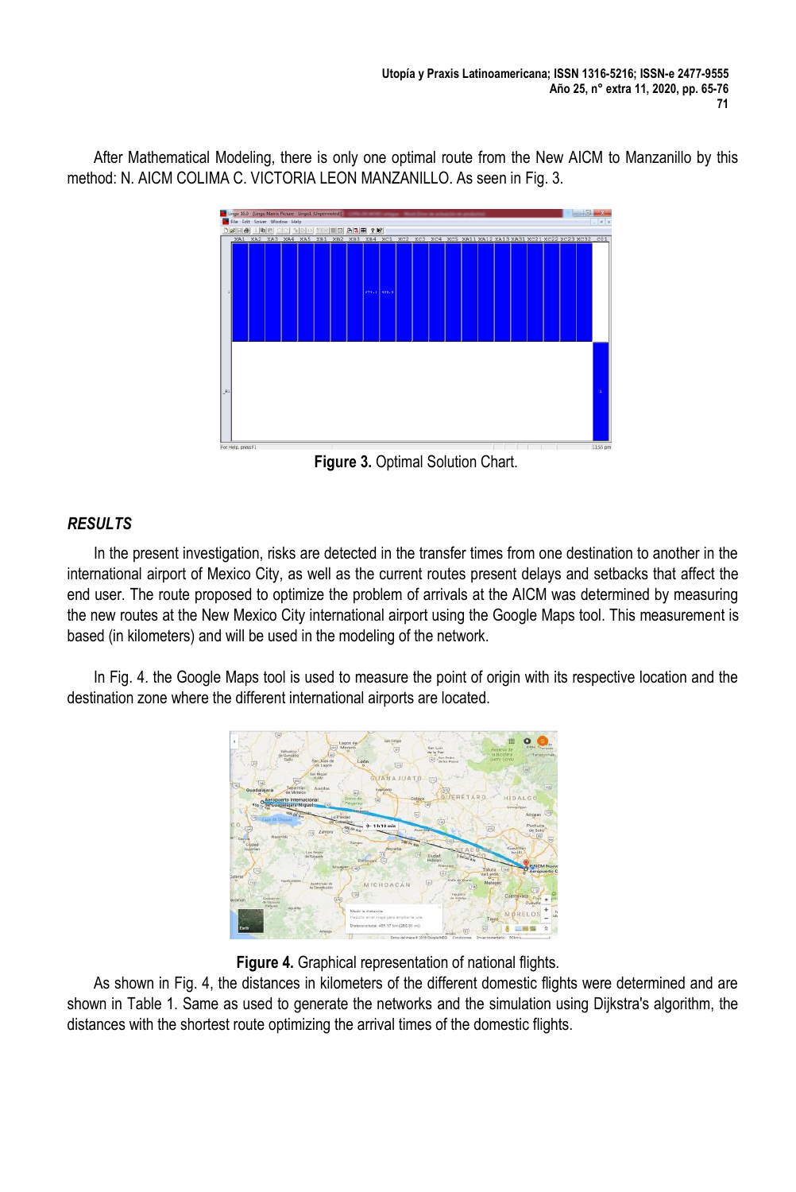After Mathematical Modeling, there is only one optimal route from the New AICM to Manzanillo by this method: N. AICM COLIMA C. VICTORIA LEON MANZANILLO. As seen in Fig. 3.

**Figure 3.** Optimal Solution Chart.

## *RESULTS*

In the present investigation, risks are detected in the transfer times from one destination to another in the international airport of Mexico City, as well as the current routes present delays and setbacks that affect the end user. The route proposed to optimize the problem of arrivals at the AICM was determined by measuring the new routes at the New Mexico City international airport using the Google Maps tool. This measurement is based (in kilometers) and will be used in the modeling of the network.

In Fig. 4. the Google Maps tool is used to measure the point of origin with its respective location and the destination zone where the different international airports are located.

**Figure 4.** Graphical representation of national flights.

As shown in Fig. 4, the distances in kilometers of the different domestic flights were determined and are shown in Table 1. Same as used to generate the networks and the simulation using Dijkstra's algorithm, the distances with the shortest route optimizing the arrival times of the domestic flights.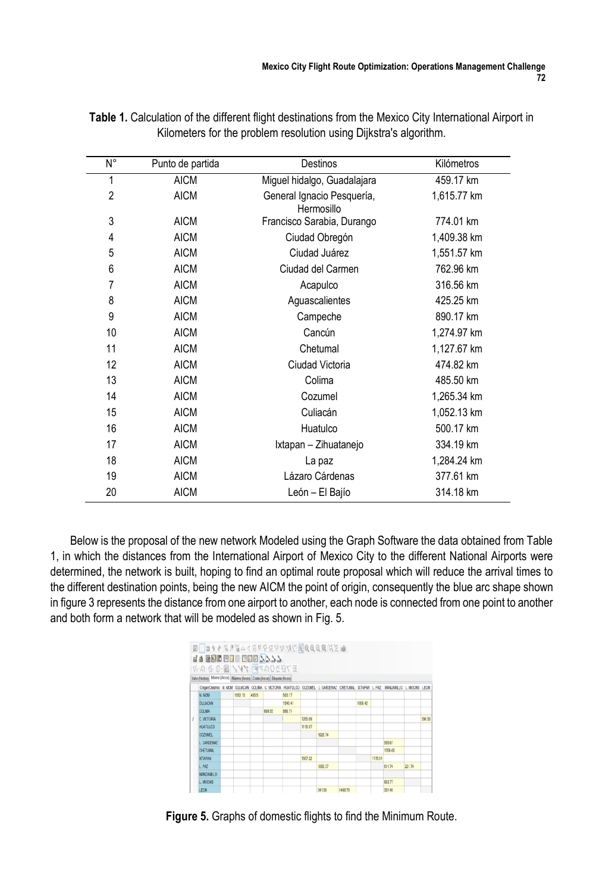**Table 1.** Calculation of the different flight destinations from the Mexico City International Airport in Kilometers for the problem resolution using Dijkstra's algorithm.

| N° | Punto de partida | Destinos | Kilómetros |
|---|---|---|---|
| 1 | AICM | Miguel hidalgo, Guadalajara | 459.17 km |
| 2 | AICM | General Ignacio Pesquería, Hermosillo | 1,615.77 km |
| 3 | AICM | Francisco Sarabia, Durango | 774.01 km |
| 4 | AICM | Ciudad Obregón | 1,409.38 km |
| 5 | AICM | Ciudad Juárez | 1,551.57 km |
| 6 | AICM | Ciudad del Carmen | 762.96 km |
| 7 | AICM | Acapulco | 316.56 km |
| 8 | AICM | Aguascalientes | 425.25 km |
| 9 | AICM | Campeche | 890.17 km |
| 10 | AICM | Cancún | 1,274.97 km |
| 11 | AICM | Chetumal | 1,127.67 km |
| 12 | AICM | Ciudad Victoria | 474.82 km |
| 13 | AICM | Colima | 485.50 km |
| 14 | AICM | Cozumel | 1,265.34 km |
| 15 | AICM | Culiacán | 1,052.13 km |
| 16 | AICM | Huatulco | 500.17 km |
| 17 | AICM | Ixtapan – Zihuatanejo | 334.19 km |
| 18 | AICM | La paz | 1,284.24 km |
| 19 | AICM | Lázaro Cárdenas | 377.61 km |
| 20 | AICM | León – El Bajío | 314.18 km |

Below is the proposal of the new network Modeled using the Graph Software the data obtained from Table 1, in which the distances from the International Airport of Mexico City to the different National Airports were determined, the network is built, hoping to find an optimal route proposal which will reduce the arrival times to the different destination points, being the new AICM the point of origin, consequently the blue arc shape shown in figure 3 represents the distance from one airport to another, each node is connected from one point to another and both form a network that will be modeled as shown in Fig. 5.

**Figure 5.** Graphs of domestic flights to find the Minimum Route.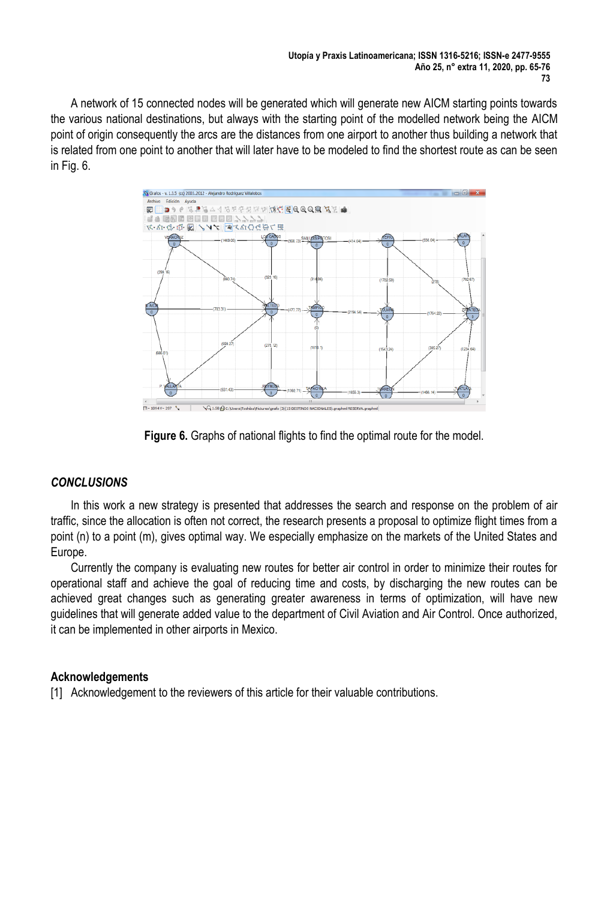A network of 15 connected nodes will be generated which will generate new AICM starting points towards the various national destinations, but always with the starting point of the modelled network being the AICM point of origin consequently the arcs are the distances from one airport to another thus building a network that is related from one point to another that will later have to be modeled to find the shortest route as can be seen in Fig. 6.

**Figure 6.** Graphs of national flights to find the optimal route for the model.

## *CONCLUSIONS*

In this work a new strategy is presented that addresses the search and response on the problem of air traffic, since the allocation is often not correct, the research presents a proposal to optimize flight times from a point (n) to a point (m), gives optimal way. We especially emphasize on the markets of the United States and Europe.

Currently the company is evaluating new routes for better air control in order to minimize their routes for operational staff and achieve the goal of reducing time and costs, by discharging the new routes can be achieved great changes such as generating greater awareness in terms of optimization, will have new guidelines that will generate added value to the department of Civil Aviation and Air Control. Once authorized, it can be implemented in other airports in Mexico.

### Acknowledgements

[1] Acknowledgement to the reviewers of this article for their valuable contributions.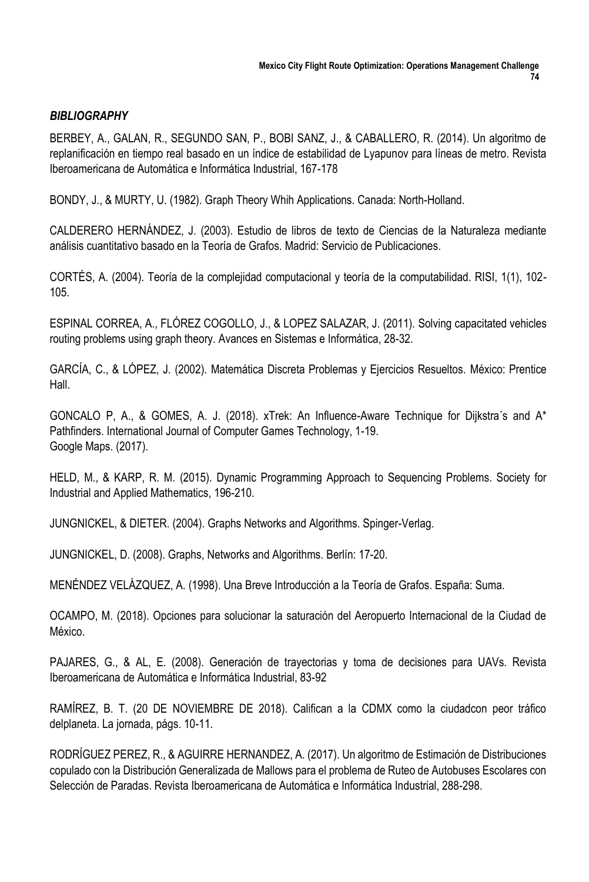### *BIBLIOGRAPHY*

BERBEY, A., GALAN, R., SEGUNDO SAN, P., BOBI SANZ, J., & CABALLERO, R. (2014). Un algoritmo de replanificación en tiempo real basado en un índice de estabilidad de Lyapunov para líneas de metro. Revista Iberoamericana de Automática e Informática Industrial, 167-178

BONDY, J., & MURTY, U. (1982). Graph Theory Whih Applications. Canada: North-Holland.

CALDERERO HERNÁNDEZ, J. (2003). Estudio de libros de texto de Ciencias de la Naturaleza mediante análisis cuantitativo basado en la Teoría de Grafos. Madrid: Servicio de Publicaciones.

CORTÉS, A. (2004). Teoría de la complejidad computacional y teoría de la computabilidad. RISI, 1(1), 102-105.

ESPINAL CORREA, A., FLÓREZ COGOLLO, J., & LOPEZ SALAZAR, J. (2011). Solving capacitated vehicles routing problems using graph theory. Avances en Sistemas e Informática, 28-32.

GARCÍA, C., & LÓPEZ, J. (2002). Matemática Discreta Problemas y Ejercicios Resueltos. México: Prentice Hall.

GONCALO P, A., & GOMES, A. J. (2018). xTrek: An Influence-Aware Technique for Dijkstra´s and A* Pathfinders. International Journal of Computer Games Technology, 1-19.
Google Maps. (2017).

HELD, M., & KARP, R. M. (2015). Dynamic Programming Approach to Sequencing Problems. Society for Industrial and Applied Mathematics, 196-210.

JUNGNICKEL, & DIETER. (2004). Graphs Networks and Algorithms. Spinger-Verlag.

JUNGNICKEL, D. (2008). Graphs, Networks and Algorithms. Berlín: 17-20.

MENÉNDEZ VELÁZQUEZ, A. (1998). Una Breve Introducción a la Teoría de Grafos. España: Suma.

OCAMPO, M. (2018). Opciones para solucionar la saturación del Aeropuerto Internacional de la Ciudad de México.

PAJARES, G., & AL, E. (2008). Generación de trayectorias y toma de decisiones para UAVs. Revista Iberoamericana de Automática e Informática Industrial, 83-92

RAMÍREZ, B. T. (20 DE NOVIEMBRE DE 2018). Califican a la CDMX como la ciudadcon peor tráfico delplaneta. La jornada, págs. 10-11.

RODRÍGUEZ PEREZ, R., & AGUIRRE HERNANDEZ, A. (2017). Un algoritmo de Estimación de Distribuciones copulado con la Distribución Generalizada de Mallows para el problema de Ruteo de Autobuses Escolares con Selección de Paradas. Revista Iberoamericana de Automática e Informática Industrial, 288-298.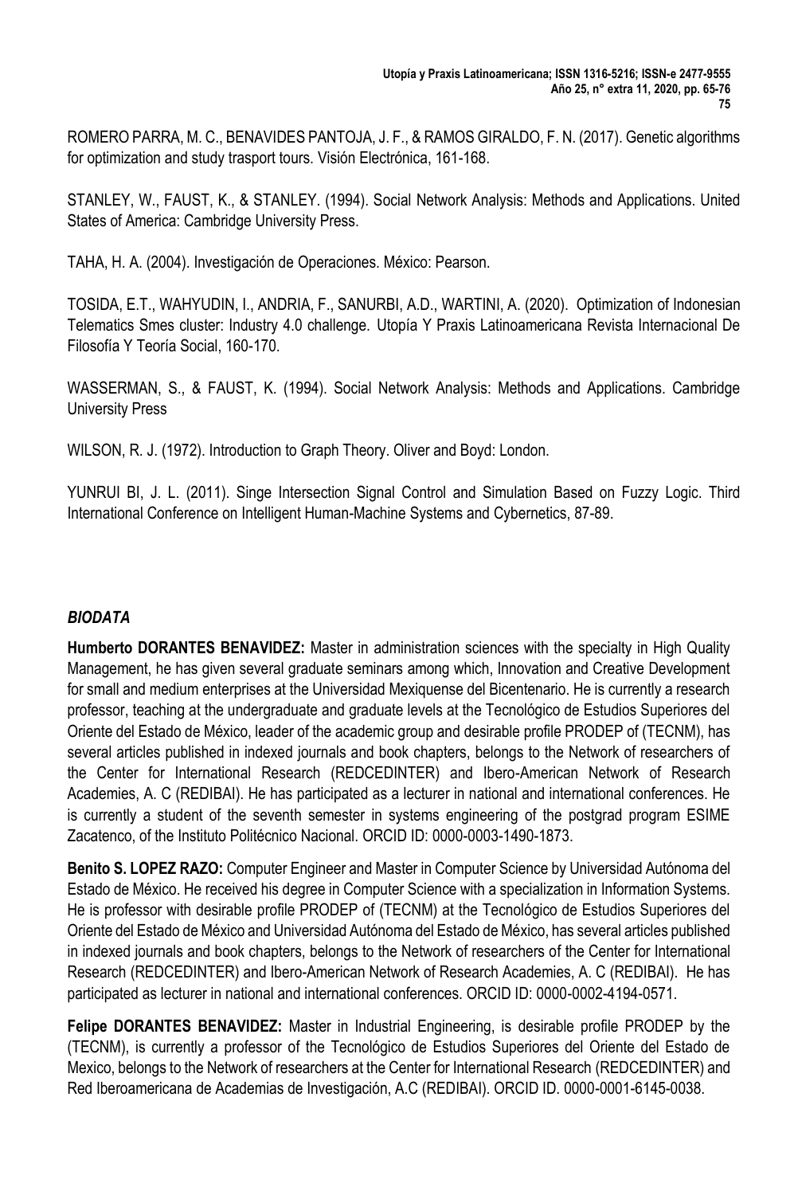ROMERO PARRA, M. C., BENAVIDES PANTOJA, J. F., & RAMOS GIRALDO, F. N. (2017). Genetic algorithms for optimization and study trasport tours. Visión Electrónica, 161-168.

STANLEY, W., FAUST, K., & STANLEY. (1994). Social Network Analysis: Methods and Applications. United States of America: Cambridge University Press.

TAHA, H. A. (2004). Investigación de Operaciones. México: Pearson.

TOSIDA, E.T., WAHYUDIN, I., ANDRIA, F., SANURBI, A.D., WARTINI, A. (2020). Optimization of Indonesian Telematics Smes cluster: Industry 4.0 challenge. Utopía Y Praxis Latinoamericana Revista Internacional De Filosofía Y Teoría Social, 160-170.

WASSERMAN, S., & FAUST, K. (1994). Social Network Analysis: Methods and Applications. Cambridge University Press

WILSON, R. J. (1972). Introduction to Graph Theory. Oliver and Boyd: London.

YUNRUI BI, J. L. (2011). Singe Intersection Signal Control and Simulation Based on Fuzzy Logic. Third International Conference on Intelligent Human-Machine Systems and Cybernetics, 87-89.

## *BIODATA*

**Humberto DORANTES BENAVIDEZ:** Master in administration sciences with the specialty in High Quality Management, he has given several graduate seminars among which, Innovation and Creative Development for small and medium enterprises at the Universidad Mexiquense del Bicentenario. He is currently a research professor, teaching at the undergraduate and graduate levels at the Tecnológico de Estudios Superiores del Oriente del Estado de México, leader of the academic group and desirable profile PRODEP of (TECNM), has several articles published in indexed journals and book chapters, belongs to the Network of researchers of the Center for International Research (REDCEDINTER) and Ibero-American Network of Research Academies, A. C (REDIBAI). He has participated as a lecturer in national and international conferences. He is currently a student of the seventh semester in systems engineering of the postgrad program ESIME Zacatenco, of the Instituto Politécnico Nacional. ORCID ID: 0000-0003-1490-1873.

**Benito S. LOPEZ RAZO:** Computer Engineer and Master in Computer Science by Universidad Autónoma del Estado de México. He received his degree in Computer Science with a specialization in Information Systems. He is professor with desirable profile PRODEP of (TECNM) at the Tecnológico de Estudios Superiores del Oriente del Estado de México and Universidad Autónoma del Estado de México, has several articles published in indexed journals and book chapters, belongs to the Network of researchers of the Center for International Research (REDCEDINTER) and Ibero-American Network of Research Academies, A. C (REDIBAI). He has participated as lecturer in national and international conferences. ORCID ID: 0000-0002-4194-0571.

**Felipe DORANTES BENAVIDEZ:** Master in Industrial Engineering, is desirable profile PRODEP by the (TECNM), is currently a professor of the Tecnológico de Estudios Superiores del Oriente del Estado de Mexico, belongs to the Network of researchers at the Center for International Research (REDCEDINTER) and Red Iberoamericana de Academias de Investigación, A.C (REDIBAI). ORCID ID. 0000-0001-6145-0038.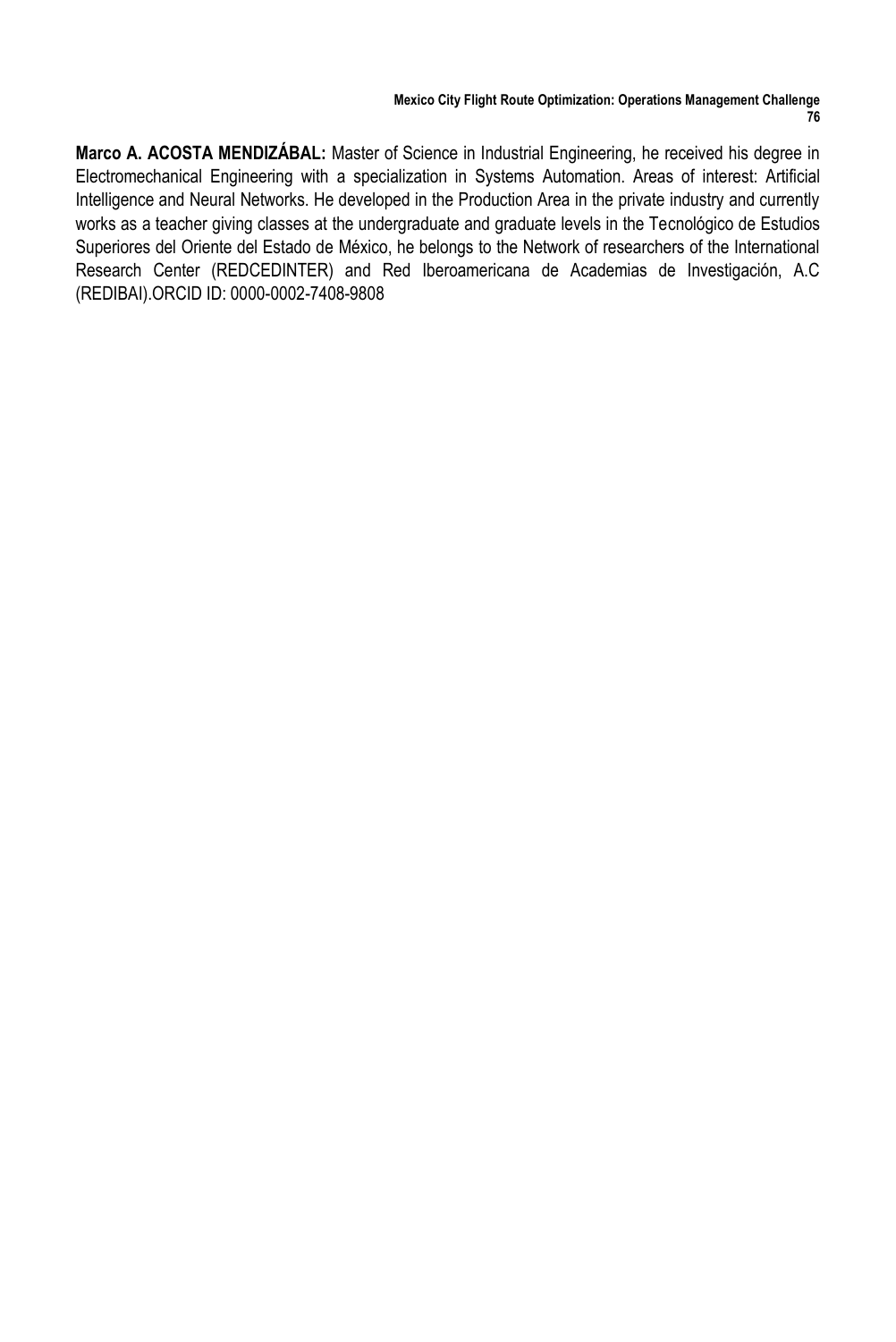**Marco A. ACOSTA MENDIZÁBAL:** Master of Science in Industrial Engineering, he received his degree in Electromechanical Engineering with a specialization in Systems Automation. Areas of interest: Artificial Intelligence and Neural Networks. He developed in the Production Area in the private industry and currently works as a teacher giving classes at the undergraduate and graduate levels in the Tecnológico de Estudios Superiores del Oriente del Estado de México, he belongs to the Network of researchers of the International Research Center (REDCEDINTER) and Red Iberoamericana de Academias de Investigación, A.C (REDIBAI).ORCID ID: 0000-0002-7408-9808